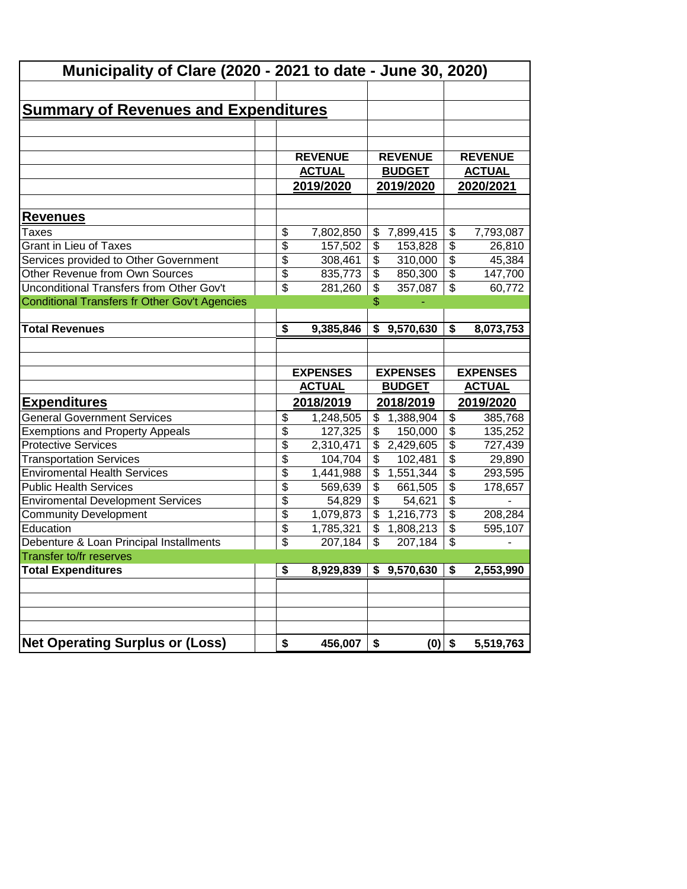# Municipality of Clare (2020 - 2021 to date - June 30, 2020)

## Summary of Revenues and Expenditures

| | REVENUE ACTUAL 2019/2020 | REVENUE BUDGET 2019/2020 | REVENUE ACTUAL 2020/2021 |
|---|---|---|---|
| **Revenues** | | | |
| Taxes | $ 7,802,850 | $ 7,899,415 | $ 7,793,087 |
| Grant in Lieu of Taxes | $ 157,502 | $ 153,828 | $ 26,810 |
| Services provided to Other Government | $ 308,461 | $ 310,000 | $ 45,384 |
| Other Revenue from Own Sources | $ 835,773 | $ 850,300 | $ 147,700 |
| Unconditional Transfers from Other Gov't | $ 281,260 | $ 357,087 | $ 60,772 |
| Conditional Transfers fr Other Gov't Agencies | | $ - | |
| **Total Revenues** | **$ 9,385,846** | **$ 9,570,630** | **$ 8,073,753** |

| | EXPENSES ACTUAL 2018/2019 | EXPENSES BUDGET 2018/2019 | EXPENSES ACTUAL 2019/2020 |
|---|---|---|---|
| **Expenditures** | | | |
| General Government Services | $ 1,248,505 | $ 1,388,904 | $ 385,768 |
| Exemptions and Property Appeals | $ 127,325 | $ 150,000 | $ 135,252 |
| Protective Services | $ 2,310,471 | $ 2,429,605 | $ 727,439 |
| Transportation Services | $ 104,704 | $ 102,481 | $ 29,890 |
| Enviromental Health Services | $ 1,441,988 | $ 1,551,344 | $ 293,595 |
| Public Health Services | $ 569,639 | $ 661,505 | $ 178,657 |
| Enviromental Development Services | $ 54,829 | $ 54,621 | $ - |
| Community Development | $ 1,079,873 | $ 1,216,773 | $ 208,284 |
| Education | $ 1,785,321 | $ 1,808,213 | $ 595,107 |
| Debenture & Loan Principal Installments | $ 207,184 | $ 207,184 | $ - |
| Transfer to/fr reserves | | | |
| **Total Expenditures** | **$ 8,929,839** | **$ 9,570,630** | **$ 2,553,990** |
| | | | |
| **Net Operating Surplus or (Loss)** | **$ 456,007** | **$ (0)** | **$ 5,519,763** |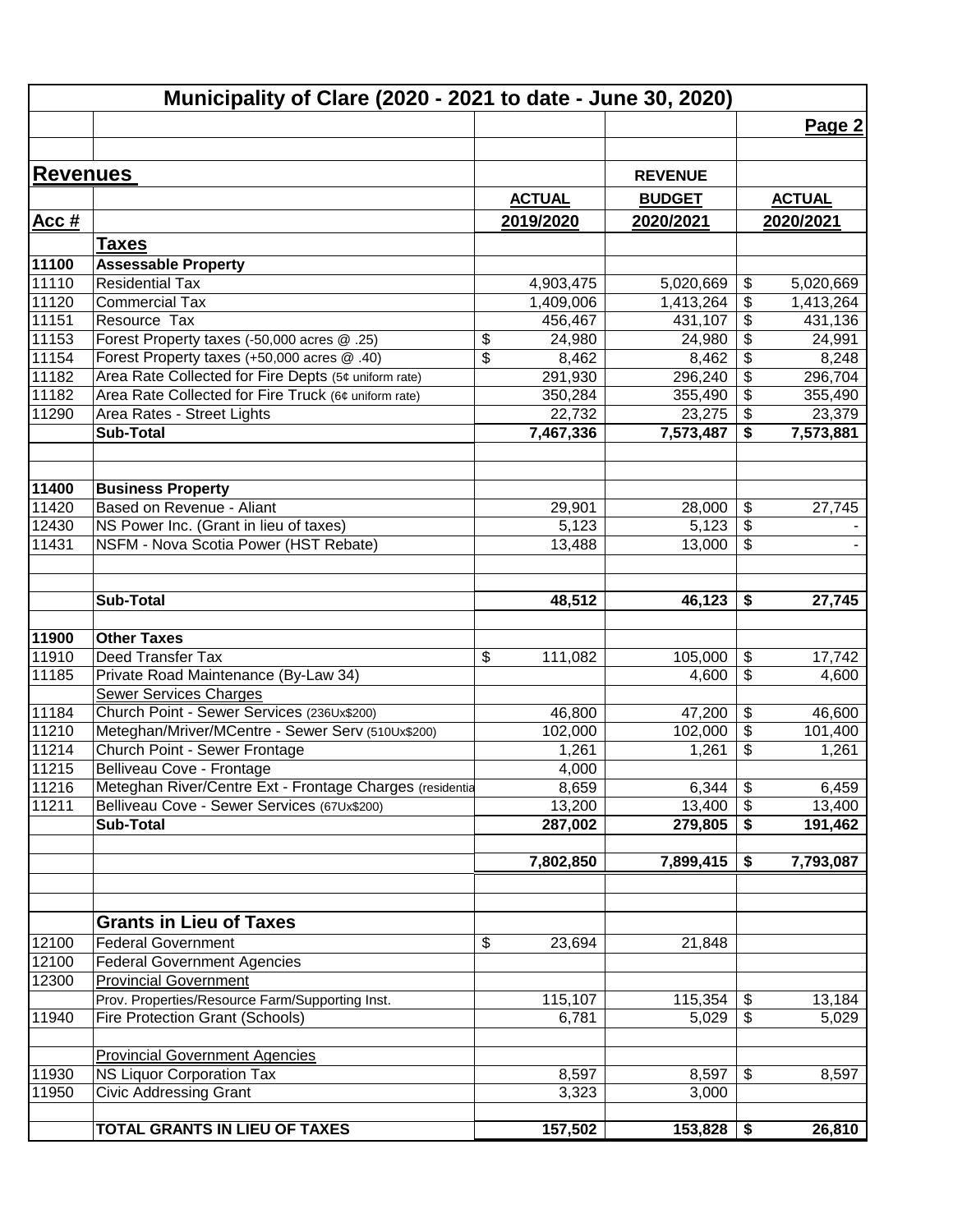# Municipality of Clare (2020 - 2021 to date - June 30, 2020)

## Revenues

| Acc # | | ACTUAL 2019/2020 | REVENUE BUDGET 2020/2021 | ACTUAL 2020/2021 |
|---|---|---|---|---|
| | **Taxes** | | | |
| 11100 | **Assessable Property** | | | |
| 11110 | Residential Tax | 4,903,475 | 5,020,669 | $ 5,020,669 |
| 11120 | Commercial Tax | 1,409,006 | 1,413,264 | $ 1,413,264 |
| 11151 | Resource Tax | 456,467 | 431,107 | $ 431,136 |
| 11153 | Forest Property taxes (-50,000 acres @ .25) | $ 24,980 | 24,980 | $ 24,991 |
| 11154 | Forest Property taxes (+50,000 acres @ .40) | $ 8,462 | 8,462 | $ 8,248 |
| 11182 | Area Rate Collected for Fire Depts (5¢ uniform rate) | 291,930 | 296,240 | $ 296,704 |
| 11182 | Area Rate Collected for Fire Truck (6¢ uniform rate) | 350,284 | 355,490 | $ 355,490 |
| 11290 | Area Rates - Street Lights | 22,732 | 23,275 | $ 23,379 |
| | **Sub-Total** | **7,467,336** | **7,573,487** | **$ 7,573,881** |
| 11400 | **Business Property** | | | |
| 11420 | Based on Revenue - Aliant | 29,901 | 28,000 | $ 27,745 |
| 12430 | NS Power Inc. (Grant in lieu of taxes) | 5,123 | 5,123 | $ - |
| 11431 | NSFM - Nova Scotia Power (HST Rebate) | 13,488 | 13,000 | $ - |
| | **Sub-Total** | **48,512** | **46,123** | **$ 27,745** |
| 11900 | **Other Taxes** | | | |
| 11910 | Deed Transfer Tax | $ 111,082 | 105,000 | $ 17,742 |
| 11185 | Private Road Maintenance (By-Law 34) | | 4,600 | $ 4,600 |
| | Sewer Services Charges | | | |
| 11184 | Church Point - Sewer Services (236Ux$200) | 46,800 | 47,200 | $ 46,600 |
| 11210 | Meteghan/Mriver/MCentre - Sewer Serv (510Ux$200) | 102,000 | 102,000 | $ 101,400 |
| 11214 | Church Point - Sewer Frontage | 1,261 | 1,261 | $ 1,261 |
| 11215 | Belliveau Cove - Frontage | 4,000 | | |
| 11216 | Meteghan River/Centre Ext - Frontage Charges (residentia | 8,659 | 6,344 | $ 6,459 |
| 11211 | Belliveau Cove - Sewer Services (67Ux$200) | 13,200 | 13,400 | $ 13,400 |
| | **Sub-Total** | **287,002** | **279,805** | **$ 191,462** |
| | | **7,802,850** | **7,899,415** | **$ 7,793,087** |
| | **Grants in Lieu of Taxes** | | | |
| 12100 | Federal Government | $ 23,694 | 21,848 | |
| 12100 | Federal Government Agencies | | | |
| 12300 | Provincial Government | | | |
| | Prov. Properties/Resource Farm/Supporting Inst. | 115,107 | 115,354 | $ 13,184 |
| 11940 | Fire Protection Grant (Schools) | 6,781 | 5,029 | $ 5,029 |
| | Provincial Government Agencies | | | |
| 11930 | NS Liquor Corporation Tax | 8,597 | 8,597 | $ 8,597 |
| 11950 | Civic Addressing Grant | 3,323 | 3,000 | |
| | **TOTAL GRANTS IN LIEU OF TAXES** | **157,502** | **153,828** | **$ 26,810** |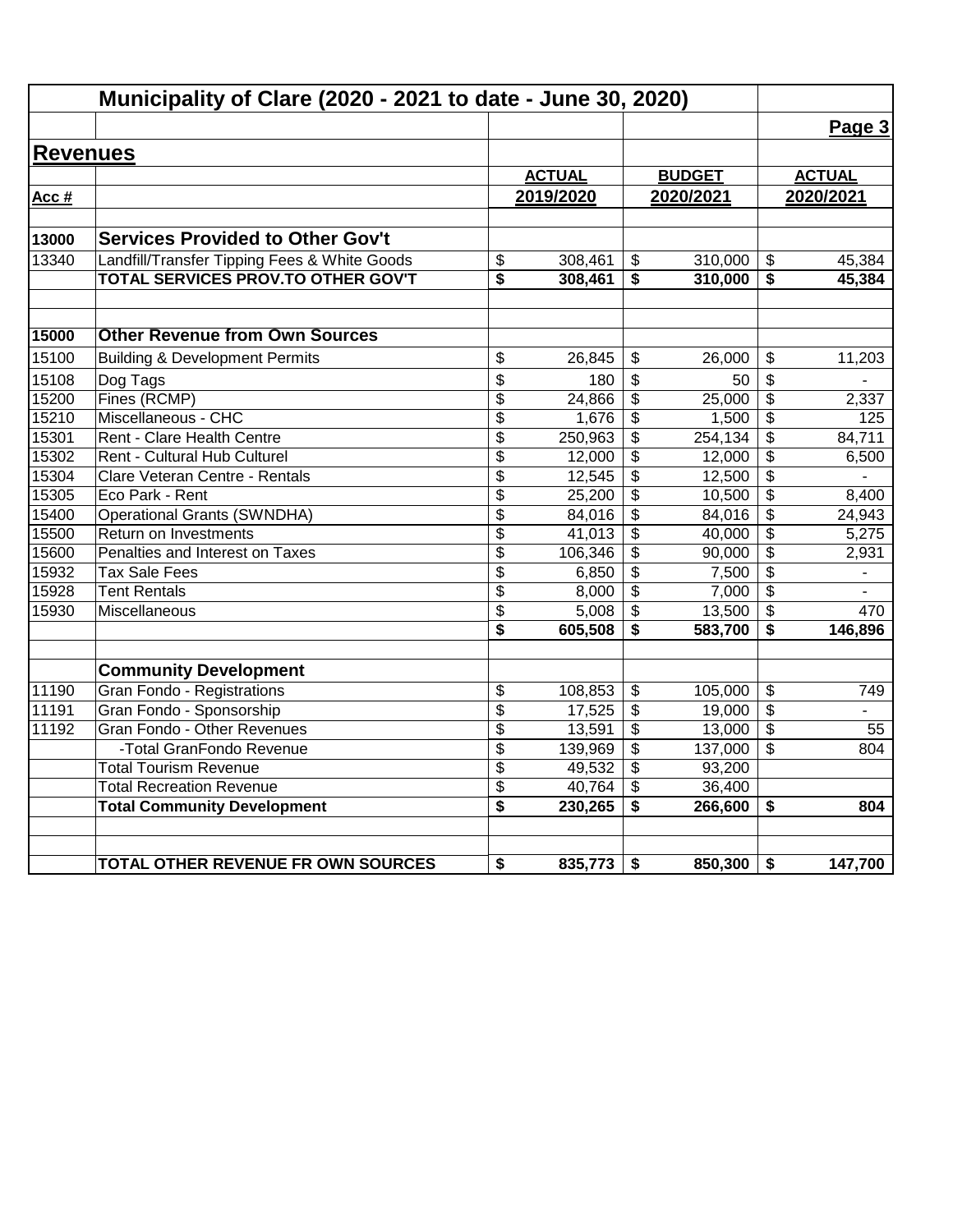# Municipality of Clare (2020 - 2021 to date - June 30, 2020)

## Revenues

| Acc # | | ACTUAL 2019/2020 | BUDGET 2020/2021 | ACTUAL 2020/2021 |
|---|---|---|---|---|
| **13000** | **Services Provided to Other Gov't** | | | |
| 13340 | Landfill/Transfer Tipping Fees & White Goods | $ 308,461 | $ 310,000 | $ 45,384 |
| | **TOTAL SERVICES PROV.TO OTHER GOV'T** | **$ 308,461** | **$ 310,000** | **$ 45,384** |
| | | | | |
| **15000** | **Other Revenue from Own Sources** | | | |
| 15100 | Building & Development Permits | $ 26,845 | $ 26,000 | $ 11,203 |
| 15108 | Dog Tags | $ 180 | $ 50 | $ - |
| 15200 | Fines (RCMP) | $ 24,866 | $ 25,000 | $ 2,337 |
| 15210 | Miscellaneous - CHC | $ 1,676 | $ 1,500 | $ 125 |
| 15301 | Rent - Clare Health Centre | $ 250,963 | $ 254,134 | $ 84,711 |
| 15302 | Rent - Cultural Hub Culturel | $ 12,000 | $ 12,000 | $ 6,500 |
| 15304 | Clare Veteran Centre - Rentals | $ 12,545 | $ 12,500 | $ - |
| 15305 | Eco Park - Rent | $ 25,200 | $ 10,500 | $ 8,400 |
| 15400 | Operational Grants (SWNDHA) | $ 84,016 | $ 84,016 | $ 24,943 |
| 15500 | Return on Investments | $ 41,013 | $ 40,000 | $ 5,275 |
| 15600 | Penalties and Interest on Taxes | $ 106,346 | $ 90,000 | $ 2,931 |
| 15932 | Tax Sale Fees | $ 6,850 | $ 7,500 | $ - |
| 15928 | Tent Rentals | $ 8,000 | $ 7,000 | $ - |
| 15930 | Miscellaneous | $ 5,008 | $ 13,500 | $ 470 |
| | | **$ 605,508** | **$ 583,700** | **$ 146,896** |
| | | | | |
| | **Community Development** | | | |
| 11190 | Gran Fondo - Registrations | $ 108,853 | $ 105,000 | $ 749 |
| 11191 | Gran Fondo - Sponsorship | $ 17,525 | $ 19,000 | $ - |
| 11192 | Gran Fondo - Other Revenues | $ 13,591 | $ 13,000 | $ 55 |
| | -Total GranFondo Revenue | $ 139,969 | $ 137,000 | $ 804 |
| | Total Tourism Revenue | $ 49,532 | $ 93,200 | |
| | Total Recreation Revenue | $ 40,764 | $ 36,400 | |
| | **Total Community Development** | **$ 230,265** | **$ 266,600** | **$ 804** |
| | | | | |
| | **TOTAL OTHER REVENUE FR OWN SOURCES** | **$ 835,773** | **$ 850,300** | **$ 147,700** |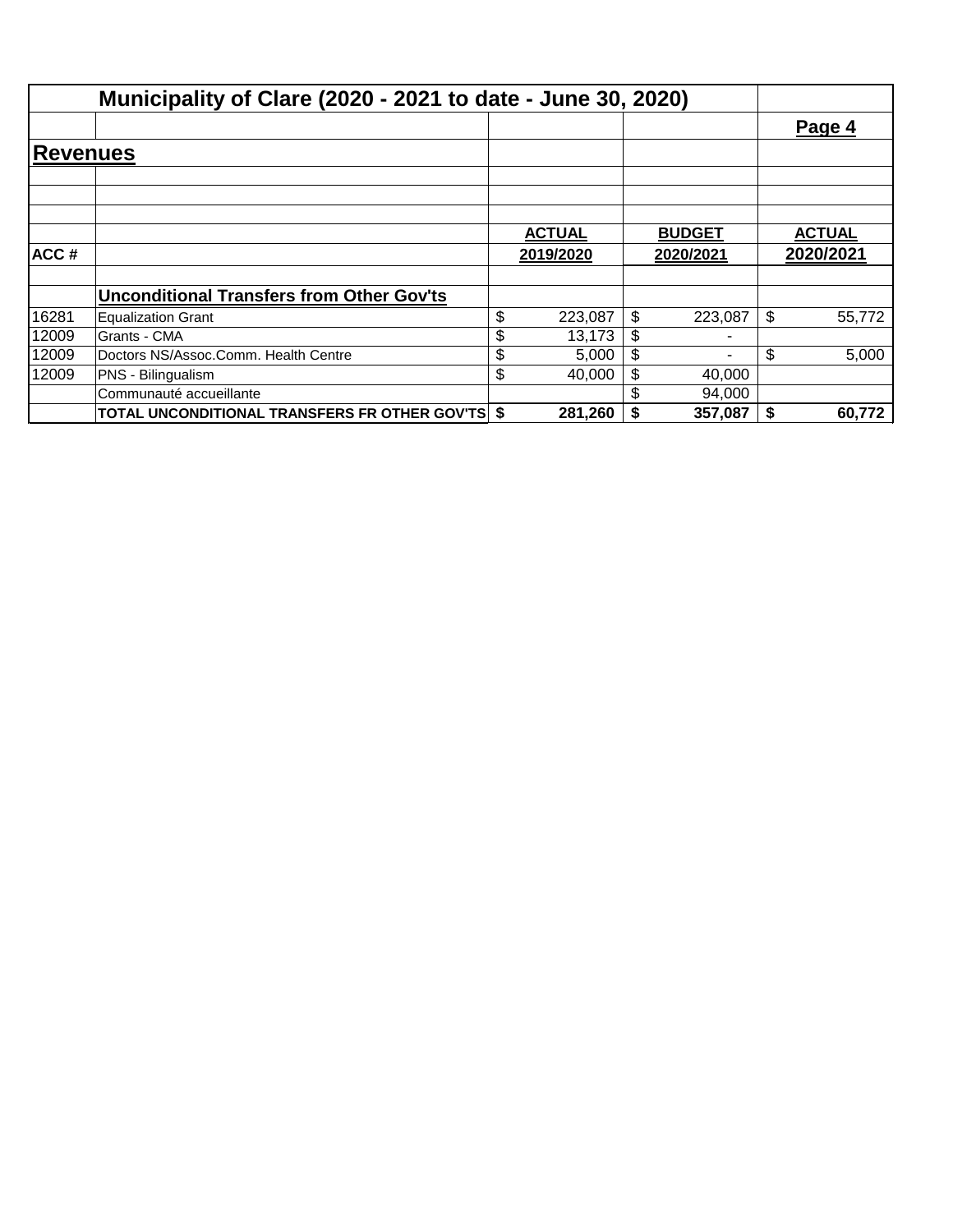# Municipality of Clare (2020 - 2021 to date - June 30, 2020)

**Page 4**

## Revenues

| ACC # | | ACTUAL 2019/2020 | BUDGET 2020/2021 | ACTUAL 2020/2021 |
|---|---|---|---|---|
| | **Unconditional Transfers from Other Gov'ts** | | | |
| 16281 | Equalization Grant | $ 223,087 | $ 223,087 | $ 55,772 |
| 12009 | Grants - CMA | $ 13,173 | $ - | |
| 12009 | Doctors NS/Assoc.Comm. Health Centre | $ 5,000 | $ - | $ 5,000 |
| 12009 | PNS - Bilingualism | $ 40,000 | $ 40,000 | |
| | Communauté accueillante | | $ 94,000 | |
| | **TOTAL UNCONDITIONAL TRANSFERS FR OTHER GOV'TS** | **$ 281,260** | **$ 357,087** | **$ 60,772** |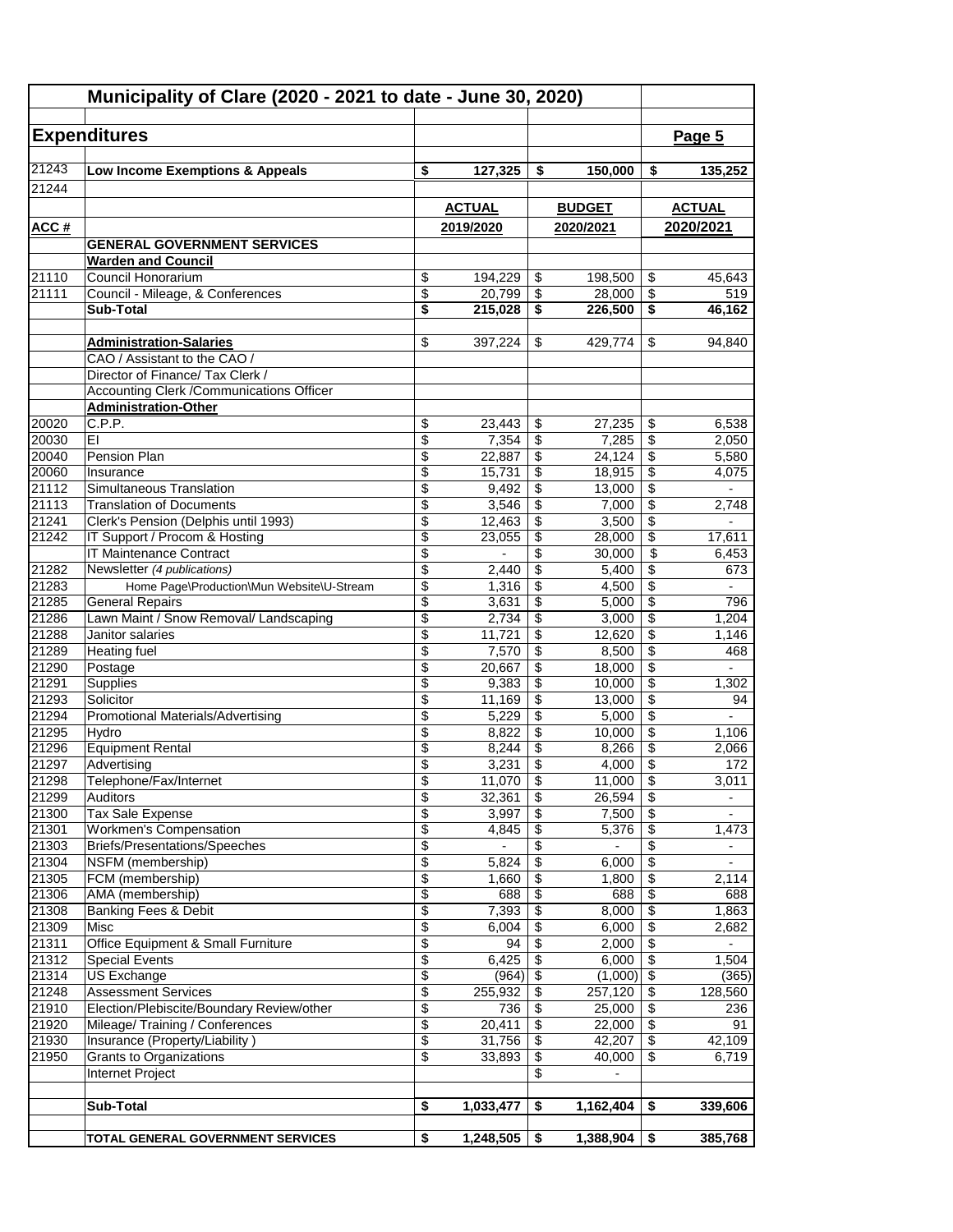# Municipality of Clare (2020 - 2021 to date - June 30, 2020)

## Expenditures

| ACC # | | ACTUAL 2019/2020 | BUDGET 2020/2021 | ACTUAL 2020/2021 |
|---|---|---|---|---|
| 21243 | **Low Income Exemptions & Appeals** | **$ 127,325** | **$ 150,000** | **$ 135,252** |
| 21244 | | | | |
| | **GENERAL GOVERNMENT SERVICES** | | | |
| | **Warden and Council** | | | |
| 21110 | Council Honorarium | $ 194,229 | $ 198,500 | $ 45,643 |
| 21111 | Council - Mileage, & Conferences | $ 20,799 | $ 28,000 | $ 519 |
| | **Sub-Total** | **$ 215,028** | **$ 226,500** | **$ 46,162** |
| | | | | |
| | **Administration-Salaries** | $ 397,224 | $ 429,774 | $ 94,840 |
| | CAO / Assistant to the CAO / | | | |
| | Director of Finance/ Tax Clerk / | | | |
| | Accounting Clerk /Communications Officer | | | |
| | **Administration-Other** | | | |
| 20020 | C.P.P. | $ 23,443 | $ 27,235 | $ 6,538 |
| 20030 | EI | $ 7,354 | $ 7,285 | $ 2,050 |
| 20040 | Pension Plan | $ 22,887 | $ 24,124 | $ 5,580 |
| 20060 | Insurance | $ 15,731 | $ 18,915 | $ 4,075 |
| 21112 | Simultaneous Translation | $ 9,492 | $ 13,000 | $ - |
| 21113 | Translation of Documents | $ 3,546 | $ 7,000 | $ 2,748 |
| 21241 | Clerk's Pension (Delphis until 1993) | $ 12,463 | $ 3,500 | $ - |
| 21242 | IT Support / Procom & Hosting | $ 23,055 | $ 28,000 | $ 17,611 |
| | IT Maintenance Contract | $ - | $ 30,000 | $ 6,453 |
| 21282 | Newsletter *(4 publications)* | $ 2,440 | $ 5,400 | $ 673 |
| 21283 | Home Page\Production\Mun Website\U-Stream | $ 1,316 | $ 4,500 | $ - |
| 21285 | General Repairs | $ 3,631 | $ 5,000 | $ 796 |
| 21286 | Lawn Maint / Snow Removal/ Landscaping | $ 2,734 | $ 3,000 | $ 1,204 |
| 21288 | Janitor salaries | $ 11,721 | $ 12,620 | $ 1,146 |
| 21289 | Heating fuel | $ 7,570 | $ 8,500 | $ 468 |
| 21290 | Postage | $ 20,667 | $ 18,000 | $ - |
| 21291 | Supplies | $ 9,383 | $ 10,000 | $ 1,302 |
| 21293 | Solicitor | $ 11,169 | $ 13,000 | $ 94 |
| 21294 | Promotional Materials/Advertising | $ 5,229 | $ 5,000 | $ - |
| 21295 | Hydro | $ 8,822 | $ 10,000 | $ 1,106 |
| 21296 | Equipment Rental | $ 8,244 | $ 8,266 | $ 2,066 |
| 21297 | Advertising | $ 3,231 | $ 4,000 | $ 172 |
| 21298 | Telephone/Fax/Internet | $ 11,070 | $ 11,000 | $ 3,011 |
| 21299 | Auditors | $ 32,361 | $ 26,594 | $ - |
| 21300 | Tax Sale Expense | $ 3,997 | $ 7,500 | $ - |
| 21301 | Workmen's Compensation | $ 4,845 | $ 5,376 | $ 1,473 |
| 21303 | Briefs/Presentations/Speeches | $ - | $ - | $ - |
| 21304 | NSFM (membership) | $ 5,824 | $ 6,000 | $ - |
| 21305 | FCM (membership) | $ 1,660 | $ 1,800 | $ 2,114 |
| 21306 | AMA (membership) | $ 688 | $ 688 | $ 688 |
| 21308 | Banking Fees & Debit | $ 7,393 | $ 8,000 | $ 1,863 |
| 21309 | Misc | $ 6,004 | $ 6,000 | $ 2,682 |
| 21311 | Office Equipment & Small Furniture | $ 94 | $ 2,000 | $ - |
| 21312 | Special Events | $ 6,425 | $ 6,000 | $ 1,504 |
| 21314 | US Exchange | $ (964) | $ (1,000) | $ (365) |
| 21248 | Assessment Services | $ 255,932 | $ 257,120 | $ 128,560 |
| 21910 | Election/Plebiscite/Boundary Review/other | $ 736 | $ 25,000 | $ 236 |
| 21920 | Mileage/ Training / Conferences | $ 20,411 | $ 22,000 | $ 91 |
| 21930 | Insurance (Property/Liability ) | $ 31,756 | $ 42,207 | $ 42,109 |
| 21950 | Grants to Organizations | $ 33,893 | $ 40,000 | $ 6,719 |
| | Internet Project | | $ - | |
| | | | | |
| | **Sub-Total** | **$ 1,033,477** | **$ 1,162,404** | **$ 339,606** |
| | | | | |
| | **TOTAL GENERAL GOVERNMENT SERVICES** | **$ 1,248,505** | **$ 1,388,904** | **$ 385,768** |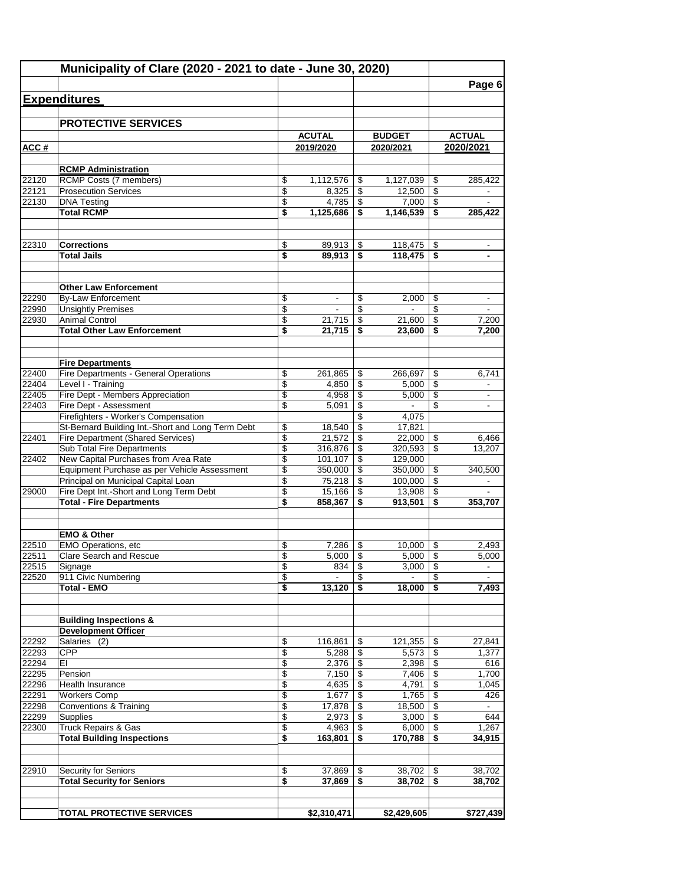## Municipality of Clare (2020 - 2021 to date - June 30, 2020)

## Expenditures

### PROTECTIVE SERVICES

| ACC # | | ACUTAL 2019/2020 | BUDGET 2020/2021 | ACTUAL 2020/2021 |
|---|---|---|---|---|
| | **RCMP Administration** | | | |
| 22120 | RCMP Costs (7 members) | $ 1,112,576 | $ 1,127,039 | $ 285,422 |
| 22121 | Prosecution Services | $ 8,325 | $ 12,500 | $ - |
| 22130 | DNA Testing | $ 4,785 | $ 7,000 | $ - |
| | **Total RCMP** | **$ 1,125,686** | **$ 1,146,539** | **$ 285,422** |
| | | | | |
| 22310 | **Corrections** | $ 89,913 | $ 118,475 | $ - |
| | **Total Jails** | **$ 89,913** | **$ 118,475** | **$ -** |
| | | | | |
| | **Other Law Enforcement** | | | |
| 22290 | By-Law Enforcement | $ - | $ 2,000 | $ - |
| 22990 | Unsightly Premises | $ - | $ - | $ - |
| 22930 | Animal Control | $ 21,715 | $ 21,600 | $ 7,200 |
| | **Total Other Law Enforcement** | **$ 21,715** | **$ 23,600** | **$ 7,200** |
| | | | | |
| | **Fire Departments** | | | |
| 22400 | Fire Departments - General Operations | $ 261,865 | $ 266,697 | $ 6,741 |
| 22404 | Level I - Training | $ 4,850 | $ 5,000 | $ - |
| 22405 | Fire Dept - Members Appreciation | $ 4,958 | $ 5,000 | $ - |
| 22403 | Fire Dept - Assessment | $ 5,091 | $ - | $ - |
| | Firefighters - Worker's Compensation | | $ 4,075 | |
| | St-Bernard Building Int.-Short and Long Term Debt | $ 18,540 | $ 17,821 | |
| 22401 | Fire Department (Shared Services) | $ 21,572 | $ 22,000 | $ 6,466 |
| | Sub Total Fire Departments | $ 316,876 | $ 320,593 | $ 13,207 |
| 22402 | New Capital Purchases from Area Rate | $ 101,107 | $ 129,000 | |
| | Equipment Purchase as per Vehicle Assessment | $ 350,000 | $ 350,000 | $ 340,500 |
| | Principal on Municipal Capital Loan | $ 75,218 | $ 100,000 | $ - |
| 29000 | Fire Dept Int.-Short and Long Term Debt | $ 15,166 | $ 13,908 | $ - |
| | **Total - Fire Departments** | **$ 858,367** | **$ 913,501** | **$ 353,707** |
| | | | | |
| | **EMO & Other** | | | |
| 22510 | EMO Operations, etc | $ 7,286 | $ 10,000 | $ 2,493 |
| 22511 | Clare Search and Rescue | $ 5,000 | $ 5,000 | $ 5,000 |
| 22515 | Signage | $ 834 | $ 3,000 | $ - |
| 22520 | 911 Civic Numbering | $ - | $ - | $ - |
| | **Total - EMO** | **$ 13,120** | **$ 18,000** | **$ 7,493** |
| | | | | |
| | **Building Inspections & Development Officer** | | | |
| 22292 | Salaries (2) | $ 116,861 | $ 121,355 | $ 27,841 |
| 22293 | CPP | $ 5,288 | $ 5,573 | $ 1,377 |
| 22294 | EI | $ 2,376 | $ 2,398 | $ 616 |
| 22295 | Pension | $ 7,150 | $ 7,406 | $ 1,700 |
| 22296 | Health Insurance | $ 4,635 | $ 4,791 | $ 1,045 |
| 22291 | Workers Comp | $ 1,677 | $ 1,765 | $ 426 |
| 22298 | Conventions & Training | $ 17,878 | $ 18,500 | $ - |
| 22299 | Supplies | $ 2,973 | $ 3,000 | $ 644 |
| 22300 | Truck Repairs & Gas | $ 4,963 | $ 6,000 | $ 1,267 |
| | **Total Building Inspections** | **$ 163,801** | **$ 170,788** | **$ 34,915** |
| | | | | |
| 22910 | Security for Seniors | $ 37,869 | $ 38,702 | $ 38,702 |
| | **Total Security for Seniors** | **$ 37,869** | **$ 38,702** | **$ 38,702** |
| | | | | |
| | **TOTAL PROTECTIVE SERVICES** | **$2,310,471** | **$2,429,605** | **$727,439** |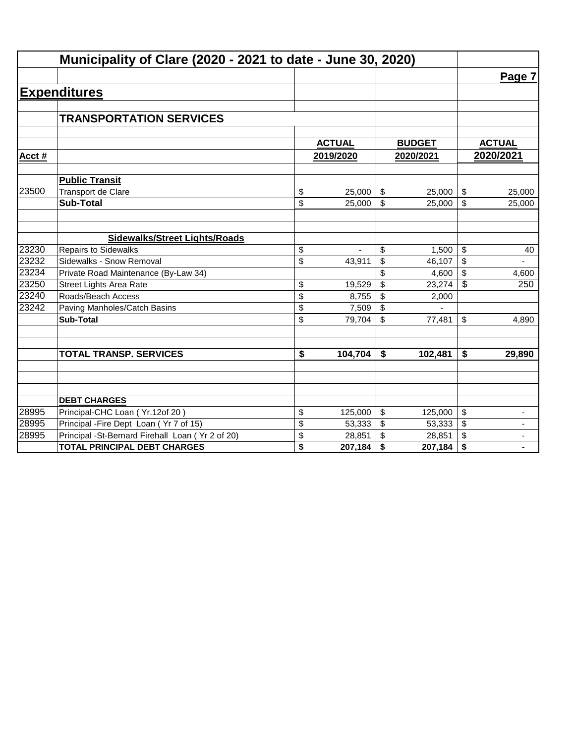# Municipality of Clare (2020 - 2021 to date - June 30, 2020)

Page 7

## Expenditures

### TRANSPORTATION SERVICES

| Acct # | | ACTUAL 2019/2020 | BUDGET 2020/2021 | ACTUAL 2020/2021 |
|---|---|---|---|---|
| | **Public Transit** | | | |
| 23500 | Transport de Clare | $ 25,000 | $ 25,000 | $ 25,000 |
| | **Sub-Total** | $ 25,000 | $ 25,000 | $ 25,000 |
| | | | | |
| | **Sidewalks/Street Lights/Roads** | | | |
| 23230 | Repairs to Sidewalks | $ - | $ 1,500 | $ 40 |
| 23232 | Sidewalks - Snow Removal | $ 43,911 | $ 46,107 | $ - |
| 23234 | Private Road Maintenance (By-Law 34) | | $ 4,600 | $ 4,600 |
| 23250 | Street Lights Area Rate | $ 19,529 | $ 23,274 | $ 250 |
| 23240 | Roads/Beach Access | $ 8,755 | $ 2,000 | |
| 23242 | Paving Manholes/Catch Basins | $ 7,509 | $ - | |
| | **Sub-Total** | $ 79,704 | $ 77,481 | $ 4,890 |
| | | | | |
| | **TOTAL TRANSP. SERVICES** | **$ 104,704** | **$ 102,481** | **$ 29,890** |
| | | | | |
| | **DEBT CHARGES** | | | |
| 28995 | Principal-CHC Loan ( Yr.12of 20 ) | $ 125,000 | $ 125,000 | $ - |
| 28995 | Principal -Fire Dept Loan ( Yr 7 of 15) | $ 53,333 | $ 53,333 | $ - |
| 28995 | Principal -St-Bernard Firehall Loan ( Yr 2 of 20) | $ 28,851 | $ 28,851 | $ - |
| | **TOTAL PRINCIPAL DEBT CHARGES** | **$ 207,184** | **$ 207,184** | **$ -** |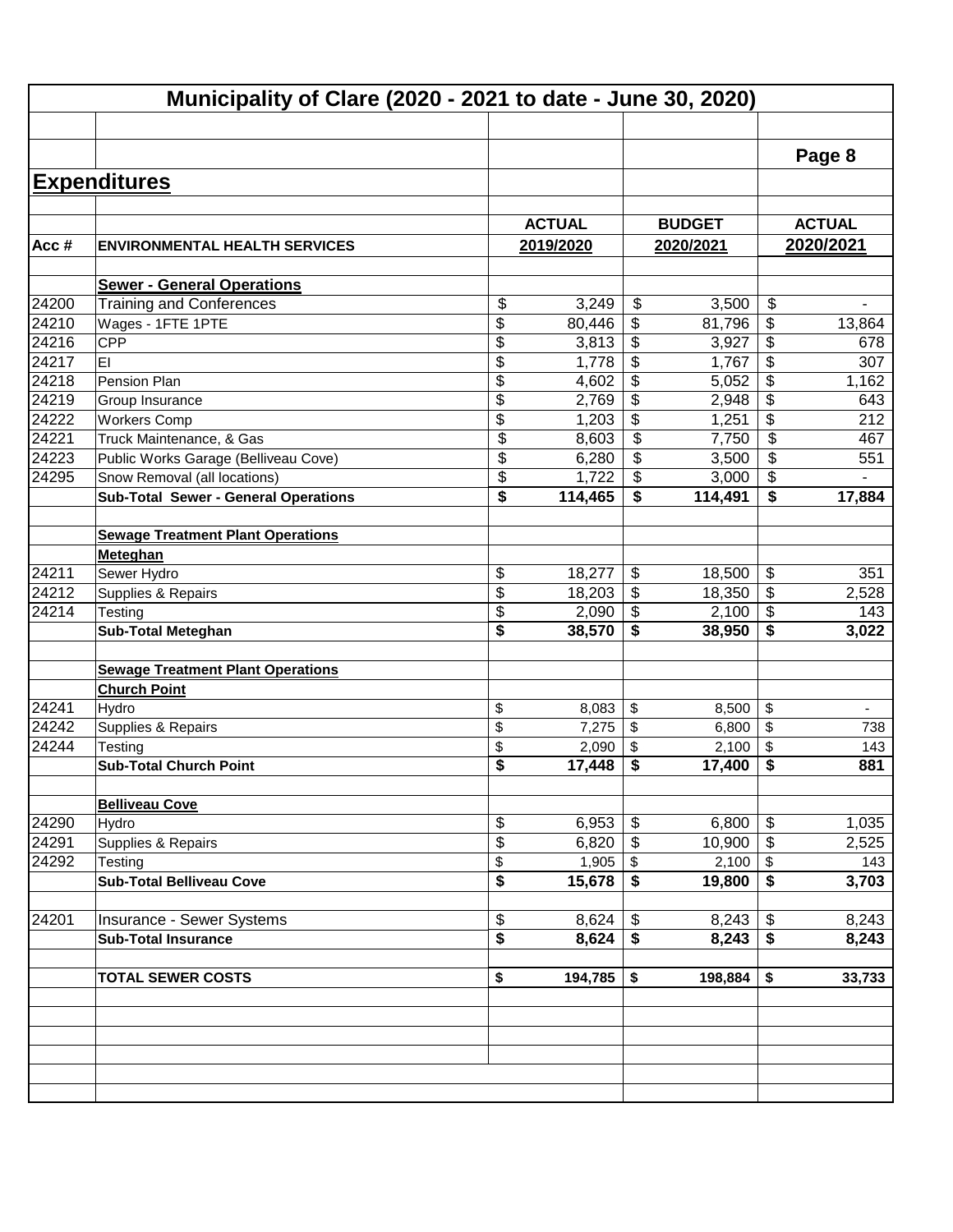# Municipality of Clare (2020 - 2021 to date - June 30, 2020)

Page 8

## Expenditures

| Acc # | ENVIRONMENTAL HEALTH SERVICES | ACTUAL 2019/2020 | BUDGET 2020/2021 | ACTUAL 2020/2021 |
|---|---|---|---|---|
| | **Sewer - General Operations** | | | |
| 24200 | Training and Conferences | $ 3,249 | $ 3,500 | $ - |
| 24210 | Wages - 1FTE 1PTE | $ 80,446 | $ 81,796 | $ 13,864 |
| 24216 | CPP | $ 3,813 | $ 3,927 | $ 678 |
| 24217 | EI | $ 1,778 | $ 1,767 | $ 307 |
| 24218 | Pension Plan | $ 4,602 | $ 5,052 | $ 1,162 |
| 24219 | Group Insurance | $ 2,769 | $ 2,948 | $ 643 |
| 24222 | Workers Comp | $ 1,203 | $ 1,251 | $ 212 |
| 24221 | Truck Maintenance, & Gas | $ 8,603 | $ 7,750 | $ 467 |
| 24223 | Public Works Garage (Belliveau Cove) | $ 6,280 | $ 3,500 | $ 551 |
| 24295 | Snow Removal (all locations) | $ 1,722 | $ 3,000 | $ - |
| | **Sub-Total Sewer - General Operations** | **$ 114,465** | **$ 114,491** | **$ 17,884** |
| | **Sewage Treatment Plant Operations** | | | |
| | **Meteghan** | | | |
| 24211 | Sewer Hydro | $ 18,277 | $ 18,500 | $ 351 |
| 24212 | Supplies & Repairs | $ 18,203 | $ 18,350 | $ 2,528 |
| 24214 | Testing | $ 2,090 | $ 2,100 | $ 143 |
| | **Sub-Total Meteghan** | **$ 38,570** | **$ 38,950** | **$ 3,022** |
| | **Sewage Treatment Plant Operations** | | | |
| | **Church Point** | | | |
| 24241 | Hydro | $ 8,083 | $ 8,500 | $ - |
| 24242 | Supplies & Repairs | $ 7,275 | $ 6,800 | $ 738 |
| 24244 | Testing | $ 2,090 | $ 2,100 | $ 143 |
| | **Sub-Total Church Point** | **$ 17,448** | **$ 17,400** | **$ 881** |
| | **Belliveau Cove** | | | |
| 24290 | Hydro | $ 6,953 | $ 6,800 | $ 1,035 |
| 24291 | Supplies & Repairs | $ 6,820 | $ 10,900 | $ 2,525 |
| 24292 | Testing | $ 1,905 | $ 2,100 | $ 143 |
| | **Sub-Total Belliveau Cove** | **$ 15,678** | **$ 19,800** | **$ 3,703** |
| 24201 | Insurance - Sewer Systems | $ 8,624 | $ 8,243 | $ 8,243 |
| | **Sub-Total Insurance** | **$ 8,624** | **$ 8,243** | **$ 8,243** |
| | **TOTAL SEWER COSTS** | **$ 194,785** | **$ 198,884** | **$ 33,733** |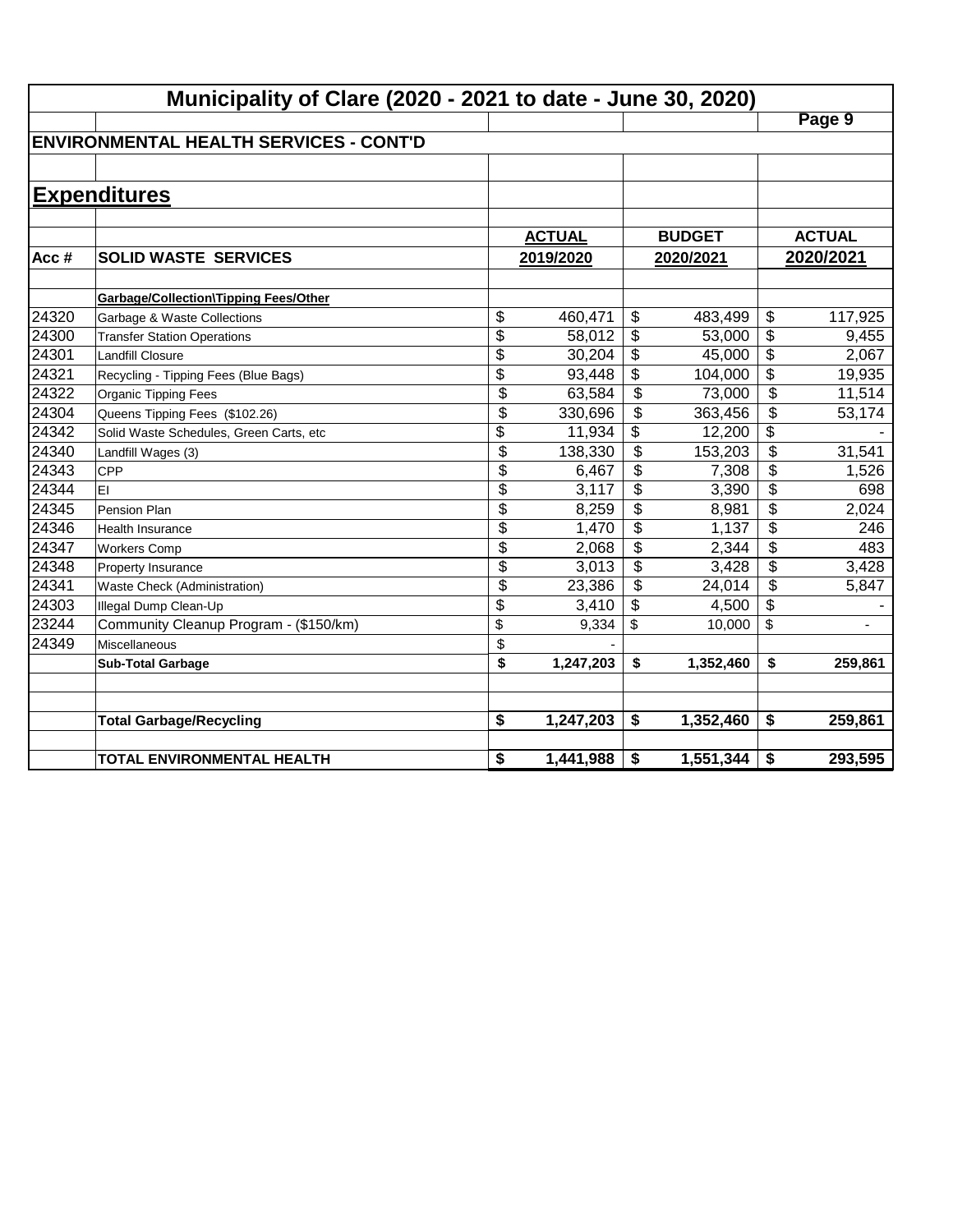# Municipality of Clare (2020 - 2021 to date - June 30, 2020)

## ENVIRONMENTAL HEALTH SERVICES - CONT'D

## Expenditures

| Acc # | SOLID WASTE SERVICES | ACTUAL 2019/2020 | BUDGET 2020/2021 | ACTUAL 2020/2021 |
|---|---|---|---|---|
| | **Garbage/Collection\Tipping Fees/Other** | | | |
| 24320 | Garbage & Waste Collections | $ 460,471 | $ 483,499 | $ 117,925 |
| 24300 | Transfer Station Operations | $ 58,012 | $ 53,000 | $ 9,455 |
| 24301 | Landfill Closure | $ 30,204 | $ 45,000 | $ 2,067 |
| 24321 | Recycling - Tipping Fees (Blue Bags) | $ 93,448 | $ 104,000 | $ 19,935 |
| 24322 | Organic Tipping Fees | $ 63,584 | $ 73,000 | $ 11,514 |
| 24304 | Queens Tipping Fees ($102.26) | $ 330,696 | $ 363,456 | $ 53,174 |
| 24342 | Solid Waste Schedules, Green Carts, etc | $ 11,934 | $ 12,200 | $ - |
| 24340 | Landfill Wages (3) | $ 138,330 | $ 153,203 | $ 31,541 |
| 24343 | CPP | $ 6,467 | $ 7,308 | $ 1,526 |
| 24344 | EI | $ 3,117 | $ 3,390 | $ 698 |
| 24345 | Pension Plan | $ 8,259 | $ 8,981 | $ 2,024 |
| 24346 | Health Insurance | $ 1,470 | $ 1,137 | $ 246 |
| 24347 | Workers Comp | $ 2,068 | $ 2,344 | $ 483 |
| 24348 | Property Insurance | $ 3,013 | $ 3,428 | $ 3,428 |
| 24341 | Waste Check (Administration) | $ 23,386 | $ 24,014 | $ 5,847 |
| 24303 | Illegal Dump Clean-Up | $ 3,410 | $ 4,500 | $ - |
| 23244 | Community Cleanup Program - ($150/km) | $ 9,334 | $ 10,000 | $ - |
| 24349 | Miscellaneous | $ - | | |
| | **Sub-Total Garbage** | **$ 1,247,203** | **$ 1,352,460** | **$ 259,861** |
| | **Total Garbage/Recycling** | **$ 1,247,203** | **$ 1,352,460** | **$ 259,861** |
| | **TOTAL ENVIRONMENTAL HEALTH** | **$ 1,441,988** | **$ 1,551,344** | **$ 293,595** |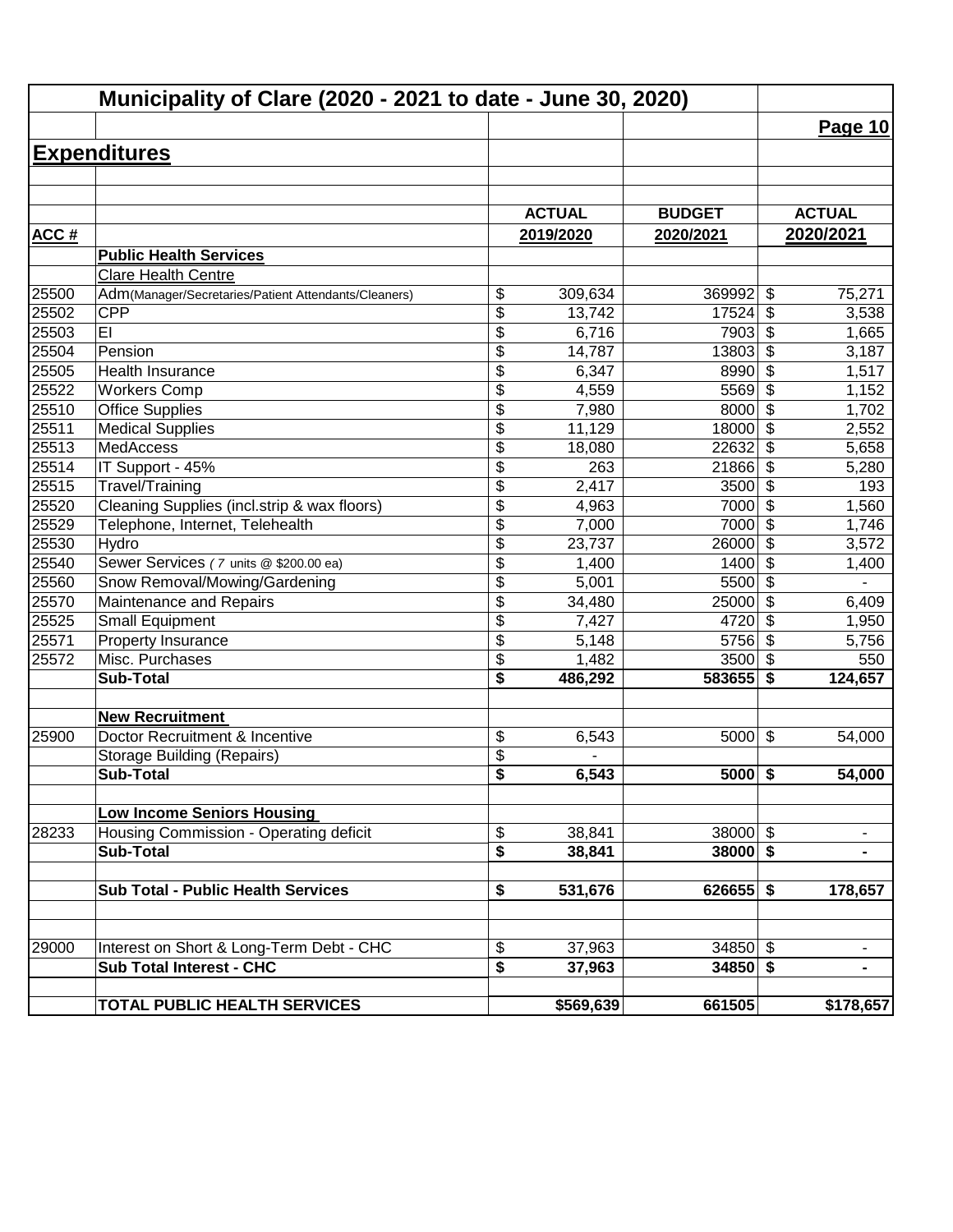# Municipality of Clare (2020 - 2021 to date - June 30, 2020)

**Page 10**

## Expenditures

| ACC # | | ACTUAL 2019/2020 | BUDGET 2020/2021 | ACTUAL 2020/2021 |
|---|---|---|---|---|
| | **Public Health Services** | | | |
| | Clare Health Centre | | | |
| 25500 | Adm(Manager/Secretaries/Patient Attendants/Cleaners) | $ 309,634 | 369992 | $ 75,271 |
| 25502 | CPP | $ 13,742 | 17524 | $ 3,538 |
| 25503 | EI | $ 6,716 | 7903 | $ 1,665 |
| 25504 | Pension | $ 14,787 | 13803 | $ 3,187 |
| 25505 | Health Insurance | $ 6,347 | 8990 | $ 1,517 |
| 25522 | Workers Comp | $ 4,559 | 5569 | $ 1,152 |
| 25510 | Office Supplies | $ 7,980 | 8000 | $ 1,702 |
| 25511 | Medical Supplies | $ 11,129 | 18000 | $ 2,552 |
| 25513 | MedAccess | $ 18,080 | 22632 | $ 5,658 |
| 25514 | IT Support - 45% | $ 263 | 21866 | $ 5,280 |
| 25515 | Travel/Training | $ 2,417 | 3500 | $ 193 |
| 25520 | Cleaning Supplies (incl.strip & wax floors) | $ 4,963 | 7000 | $ 1,560 |
| 25529 | Telephone, Internet, Telehealth | $ 7,000 | 7000 | $ 1,746 |
| 25530 | Hydro | $ 23,737 | 26000 | $ 3,572 |
| 25540 | Sewer Services ( *7* units @ $200.00 ea) | $ 1,400 | 1400 | $ 1,400 |
| 25560 | Snow Removal/Mowing/Gardening | $ 5,001 | 5500 | $ - |
| 25570 | Maintenance and Repairs | $ 34,480 | 25000 | $ 6,409 |
| 25525 | Small Equipment | $ 7,427 | 4720 | $ 1,950 |
| 25571 | Property Insurance | $ 5,148 | 5756 | $ 5,756 |
| 25572 | Misc. Purchases | $ 1,482 | 3500 | $ 550 |
| | **Sub-Total** | **$ 486,292** | **583655** | **$ 124,657** |
| | | | | |
| | **New Recruitment** | | | |
| 25900 | Doctor Recruitment & Incentive | $ 6,543 | 5000 | $ 54,000 |
| | Storage Building (Repairs) | $ - | | |
| | **Sub-Total** | **$ 6,543** | **5000** | **$ 54,000** |
| | | | | |
| | **Low Income Seniors Housing** | | | |
| 28233 | Housing Commission - Operating deficit | $ 38,841 | 38000 | $ - |
| | **Sub-Total** | **$ 38,841** | **38000** | **$ -** |
| | | | | |
| | **Sub Total - Public Health Services** | **$ 531,676** | **626655** | **$ 178,657** |
| | | | | |
| 29000 | Interest on Short & Long-Term Debt - CHC | $ 37,963 | 34850 | $ - |
| | **Sub Total Interest - CHC** | **$ 37,963** | **34850** | **$ -** |
| | | | | |
| | **TOTAL PUBLIC HEALTH SERVICES** | **$569,639** | **661505** | **$178,657** |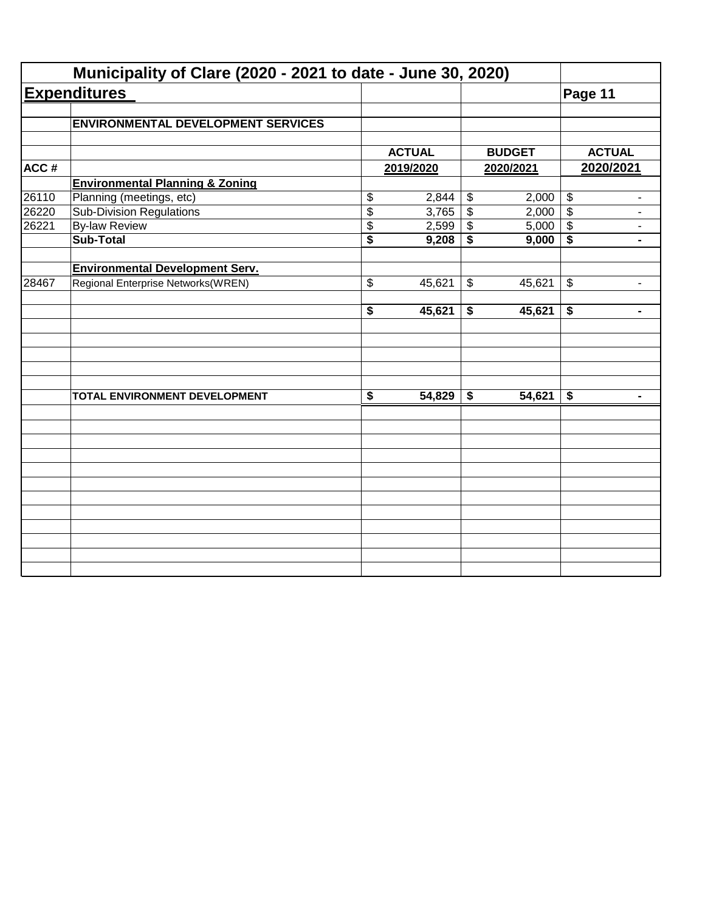# Municipality of Clare (2020 - 2021 to date - June 30, 2020)

## Expenditures

Page 11

**ENVIRONMENTAL DEVELOPMENT SERVICES**

| ACC # | | ACTUAL 2019/2020 | BUDGET 2020/2021 | ACTUAL 2020/2021 |
|---|---|---|---|---|
| | **Environmental Planning & Zoning** | | | |
| 26110 | Planning (meetings, etc) | $ 2,844 | $ 2,000 | $ - |
| 26220 | Sub-Division Regulations | $ 3,765 | $ 2,000 | $ - |
| 26221 | By-law Review | $ 2,599 | $ 5,000 | $ - |
| | **Sub-Total** | **$ 9,208** | **$ 9,000** | **$ -** |
| | **Environmental Development Serv.** | | | |
| 28467 | Regional Enterprise Networks(WREN) | $ 45,621 | $ 45,621 | $ - |
| | | **$ 45,621** | **$ 45,621** | **$ -** |
| | **TOTAL ENVIRONMENT DEVELOPMENT** | **$ 54,829** | **$ 54,621** | **$ -** |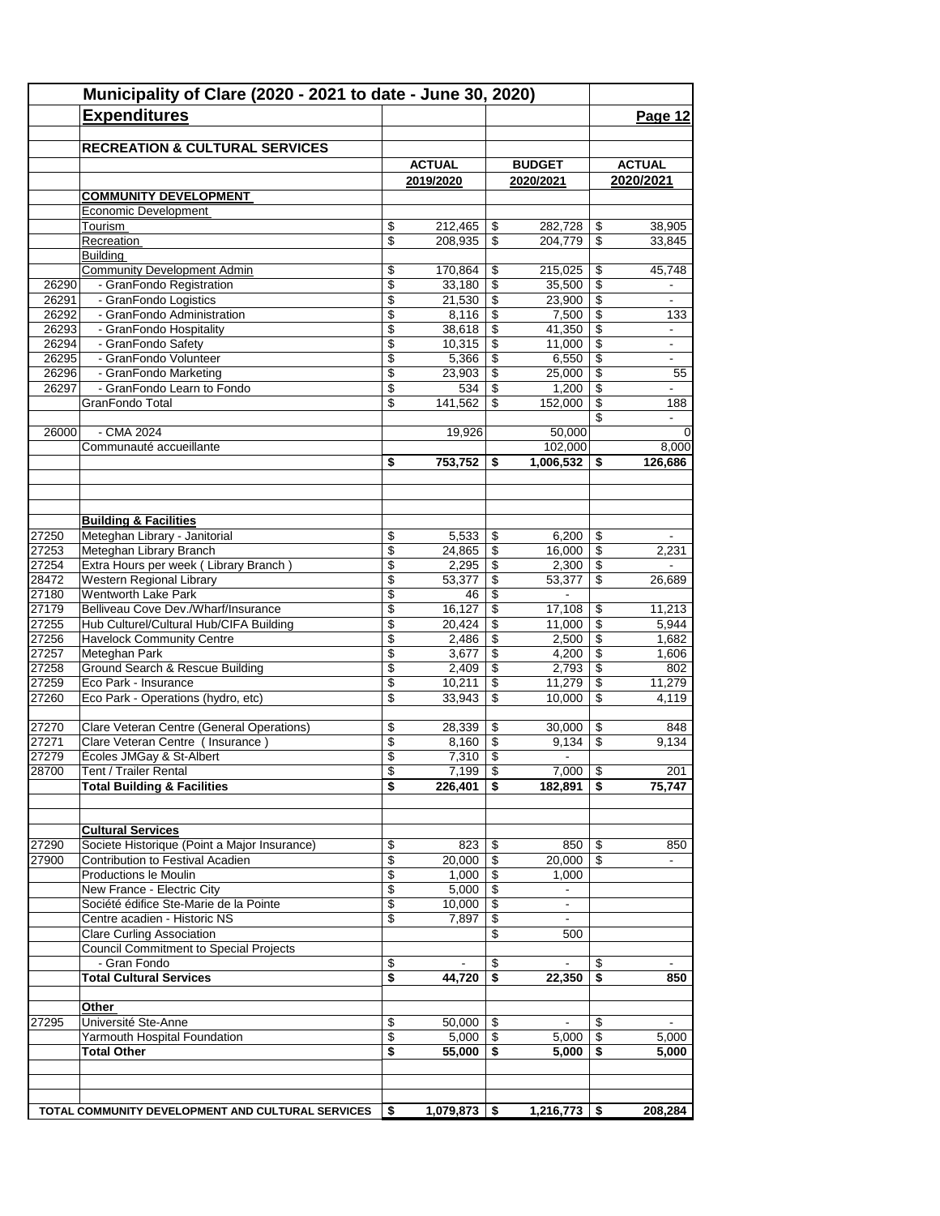# Municipality of Clare (2020 - 2021 to date - June 30, 2020)

## Expenditures

### RECREATION & CULTURAL SERVICES

| Code | Description | ACTUAL 2019/2020 | BUDGET 2020/2021 | ACTUAL 2020/2021 |
|---|---|---|---|---|
| | **COMMUNITY DEVELOPMENT** | | | |
| | Economic Development | | | |
| | Tourism | $ 212,465 | $ 282,728 | $ 38,905 |
| | Recreation | $ 208,935 | $ 204,779 | $ 33,845 |
| | Building | | | |
| | Community Development Admin | $ 170,864 | $ 215,025 | $ 45,748 |
| 26290 | - GranFondo Registration | $ 33,180 | $ 35,500 | $ - |
| 26291 | - GranFondo Logistics | $ 21,530 | $ 23,900 | $ - |
| 26292 | - GranFondo Administration | $ 8,116 | $ 7,500 | $ 133 |
| 26293 | - GranFondo Hospitality | $ 38,618 | $ 41,350 | $ - |
| 26294 | - GranFondo Safety | $ 10,315 | $ 11,000 | $ - |
| 26295 | - GranFondo Volunteer | $ 5,366 | $ 6,550 | $ - |
| 26296 | - GranFondo Marketing | $ 23,903 | $ 25,000 | $ 55 |
| 26297 | - GranFondo Learn to Fondo | $ 534 | $ 1,200 | $ - |
| | GranFondo Total | $ 141,562 | $ 152,000 | $ 188 |
| | | | | $ - |
| 26000 | - CMA 2024 | 19,926 | 50,000 | 0 |
| | Communauté accueillante | | 102,000 | 8,000 |
| | | **$ 753,752** | **$ 1,006,532** | **$ 126,686** |
| | **Building & Facilities** | | | |
| 27250 | Meteghan Library - Janitorial | $ 5,533 | $ 6,200 | $ - |
| 27253 | Meteghan Library Branch | $ 24,865 | $ 16,000 | $ 2,231 |
| 27254 | Extra Hours per week ( Library Branch ) | $ 2,295 | $ 2,300 | $ - |
| 28472 | Western Regional Library | $ 53,377 | $ 53,377 | $ 26,689 |
| 27180 | Wentworth Lake Park | $ 46 | $ - | |
| 27179 | Belliveau Cove Dev./Wharf/Insurance | $ 16,127 | $ 17,108 | $ 11,213 |
| 27255 | Hub Culturel/Cultural Hub/CIFA Building | $ 20,424 | $ 11,000 | $ 5,944 |
| 27256 | Havelock Community Centre | $ 2,486 | $ 2,500 | $ 1,682 |
| 27257 | Meteghan Park | $ 3,677 | $ 4,200 | $ 1,606 |
| 27258 | Ground Search & Rescue Building | $ 2,409 | $ 2,793 | $ 802 |
| 27259 | Eco Park - Insurance | $ 10,211 | $ 11,279 | $ 11,279 |
| 27260 | Eco Park - Operations (hydro, etc) | $ 33,943 | $ 10,000 | $ 4,119 |
| 27270 | Clare Veteran Centre (General Operations) | $ 28,339 | $ 30,000 | $ 848 |
| 27271 | Clare Veteran Centre ( Insurance ) | $ 8,160 | $ 9,134 | $ 9,134 |
| 27279 | Écoles JMGay & St-Albert | $ 7,310 | $ - | |
| 28700 | Tent / Trailer Rental | $ 7,199 | $ 7,000 | $ 201 |
| | **Total Building & Facilities** | **$ 226,401** | **$ 182,891** | **$ 75,747** |
| | **Cultural Services** | | | |
| 27290 | Societe Historique (Point a Major Insurance) | $ 823 | $ 850 | $ 850 |
| 27900 | Contribution to Festival Acadien | $ 20,000 | $ 20,000 | $ - |
| | Productions le Moulin | $ 1,000 | $ 1,000 | |
| | New France - Electric City | $ 5,000 | $ - | |
| | Société édifice Ste-Marie de la Pointe | $ 10,000 | $ - | |
| | Centre acadien - Historic NS | $ 7,897 | $ - | |
| | Clare Curling Association | | $ 500 | |
| | Council Commitment to Special Projects | | | |
| | - Gran Fondo | $ - | $ - | $ - |
| | **Total Cultural Services** | **$ 44,720** | **$ 22,350** | **$ 850** |
| | **Other** | | | |
| 27295 | Université Ste-Anne | $ 50,000 | $ - | $ - |
| | Yarmouth Hospital Foundation | $ 5,000 | $ 5,000 | $ 5,000 |
| | **Total Other** | **$ 55,000** | **$ 5,000** | **$ 5,000** |
| | **TOTAL COMMUNITY DEVELOPMENT AND CULTURAL SERVICES** | **$ 1,079,873** | **$ 1,216,773** | **$ 208,284** |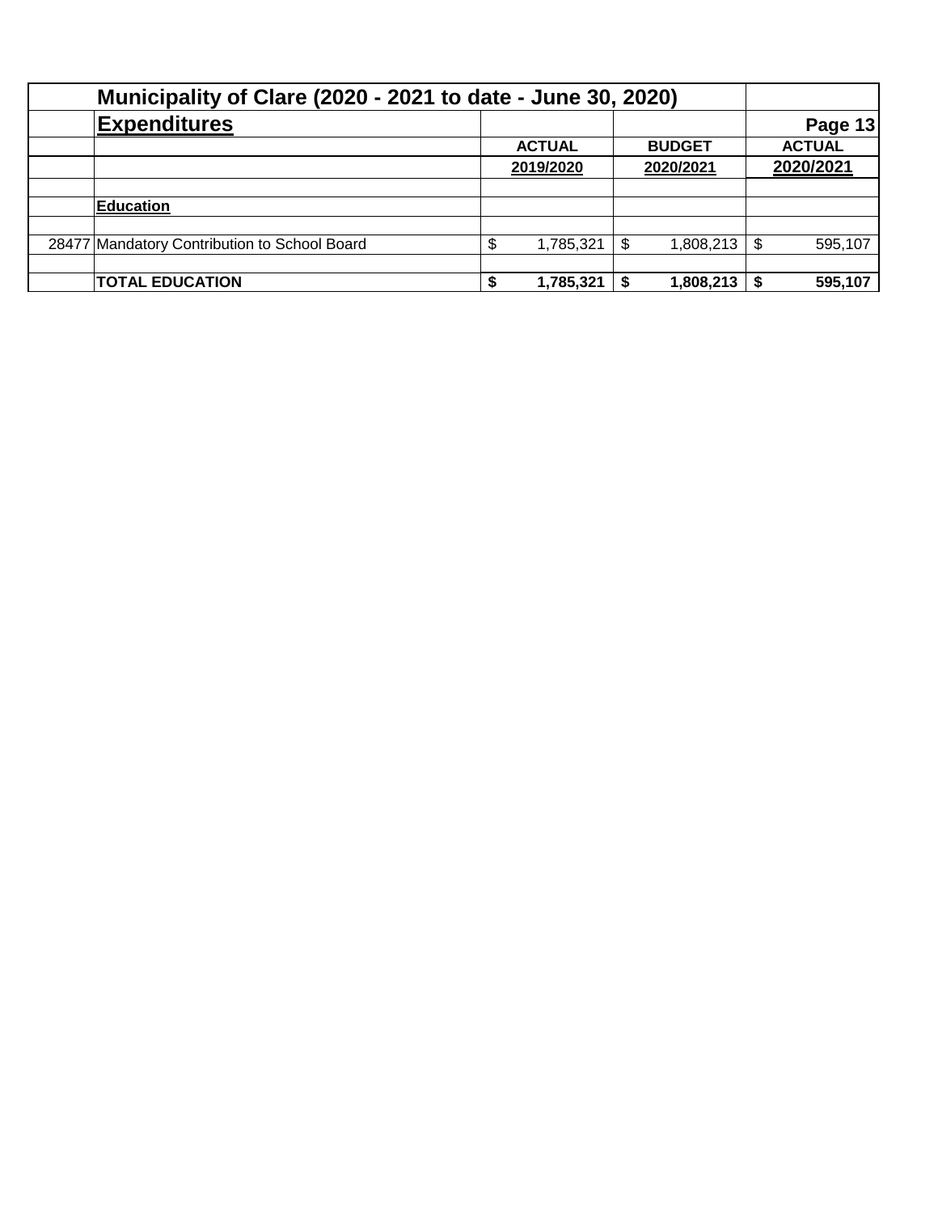# Municipality of Clare (2020 - 2021 to date - June 30, 2020)

## Expenditures

| | | ACTUAL 2019/2020 | BUDGET 2020/2021 | ACTUAL 2020/2021 |
|---|---|---|---|---|
| | **Education** | | | |
| 28477 | Mandatory Contribution to School Board | $ 1,785,321 | $ 1,808,213 | $ 595,107 |
| | **TOTAL EDUCATION** | **$ 1,785,321** | **$ 1,808,213** | **$ 595,107** |